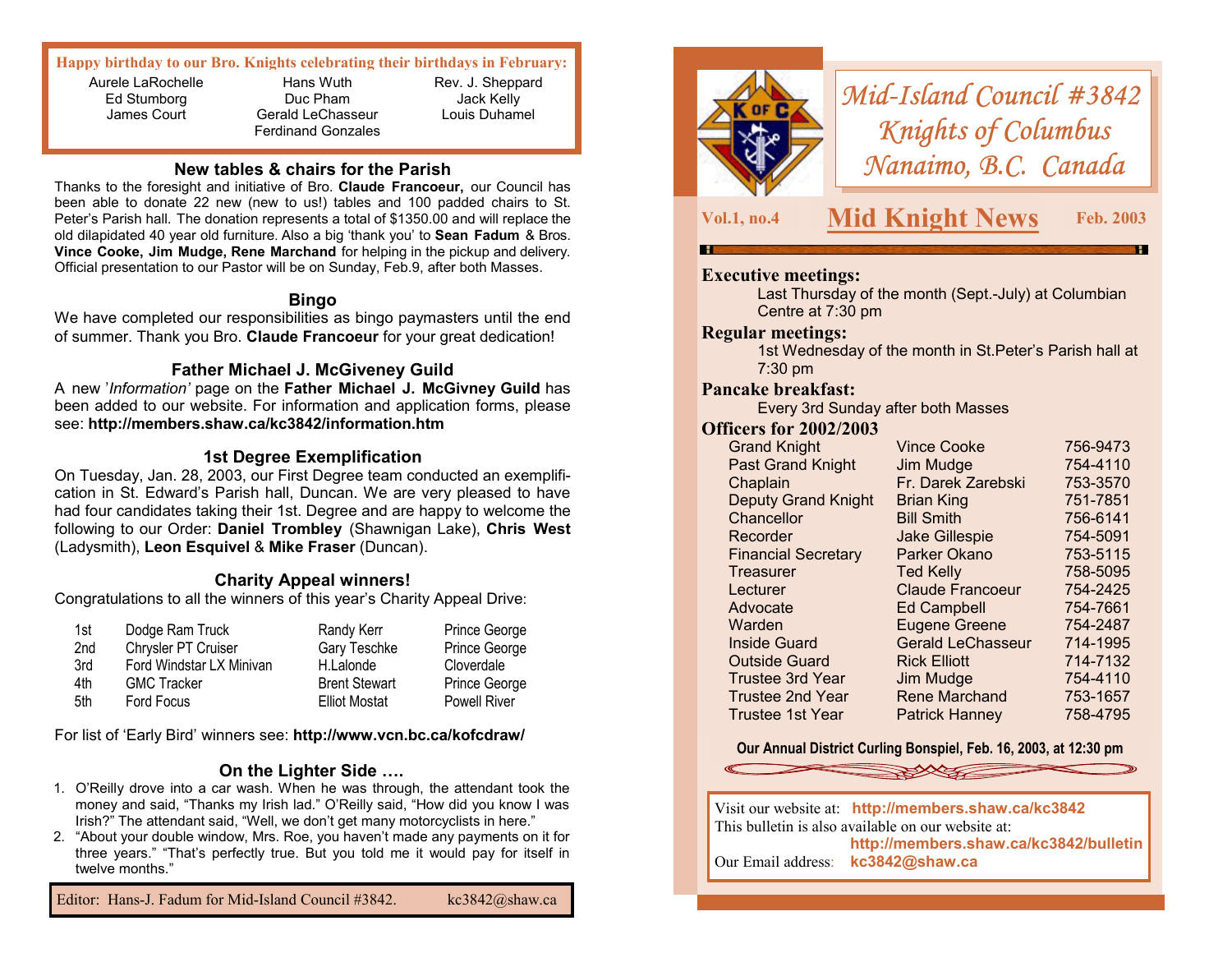# Mid-Island Council #3842 Knights of Columbus Nanaimo, B.C. Canada

**Vol.1, no.4** — **Mid Knight News** — **Feb. 2003**

### Executive meetings:

Last Thursday of the month (Sept.-July) at Columbian Centre at 7:30 pm

### Regular meetings:

1st Wednesday of the month in St.Peter's Parish hall at 7:30 pm

### Pancake breakfast:

Every 3rd Sunday after both Masses

### Officers for 2002/2003

| Office | Name | Phone |
|---|---|---|
| Grand Knight | Vince Cooke | 756-9473 |
| Past Grand Knight | Jim Mudge | 754-4110 |
| Chaplain | Fr. Darek Zarebski | 753-3570 |
| Deputy Grand Knight | Brian King | 751-7851 |
| Chancellor | Bill Smith | 756-6141 |
| Recorder | Jake Gillespie | 754-5091 |
| Financial Secretary | Parker Okano | 753-5115 |
| Treasurer | Ted Kelly | 758-5095 |
| Lecturer | Claude Francoeur | 754-2425 |
| Advocate | Ed Campbell | 754-7661 |
| Warden | Eugene Greene | 754-2487 |
| Inside Guard | Gerald LeChasseur | 714-1995 |
| Outside Guard | Rick Elliott | 714-7132 |
| Trustee 3rd Year | Jim Mudge | 754-4110 |
| Trustee 2nd Year | Rene Marchand | 753-1657 |
| Trustee 1st Year | Patrick Hanney | 758-4795 |

**Our Annual District Curling Bonspiel, Feb. 16, 2003, at 12:30 pm**

Visit our website at: **http://members.shaw.ca/kc3842**
This bulletin is also available on our website at:
**http://members.shaw.ca/kc3842/bulletin**
Our Email address: **kc3842@shaw.ca**

---

**Happy birthday to our Bro. Knights celebrating their birthdays in February:**

Aurele LaRochelle, Ed Stumborg, James Court, Hans Wuth, Duc Pham, Gerald LeChasseur, Ferdinand Gonzales, Rev. J. Sheppard, Jack Kelly, Louis Duhamel

## New tables & chairs for the Parish

Thanks to the foresight and initiative of Bro. **Claude Francoeur,** our Council has been able to donate 22 new (new to us!) tables and 100 padded chairs to St. Peter's Parish hall. The donation represents a total of $1350.00 and will replace the old dilapidated 40 year old furniture. Also a big 'thank you' to **Sean Fadum** & Bros. **Vince Cooke, Jim Mudge, Rene Marchand** for helping in the pickup and delivery. Official presentation to our Pastor will be on Sunday, Feb.9, after both Masses.

## Bingo

We have completed our responsibilities as bingo paymasters until the end of summer. Thank you Bro. **Claude Francoeur** for your great dedication!

## Father Michael J. McGiveney Guild

A new '*Information'* page on the **Father Michael J. McGivney Guild** has been added to our website. For information and application forms, please see: **http://members.shaw.ca/kc3842/information.htm**

## 1st Degree Exemplification

On Tuesday, Jan. 28, 2003, our First Degree team conducted an exemplification in St. Edward's Parish hall, Duncan. We are very pleased to have had four candidates taking their 1st. Degree and are happy to welcome the following to our Order: **Daniel Trombley** (Shawnigan Lake), **Chris West** (Ladysmith), **Leon Esquivel** & **Mike Fraser** (Duncan).

## Charity Appeal winners!

Congratulations to all the winners of this year's Charity Appeal Drive:

| Place | Prize | Winner | Location |
|---|---|---|---|
| 1st | Dodge Ram Truck | Randy Kerr | Prince George |
| 2nd | Chrysler PT Cruiser | Gary Teschke | Prince George |
| 3rd | Ford Windstar LX Minivan | H.Lalonde | Cloverdale |
| 4th | GMC Tracker | Brent Stewart | Prince George |
| 5th | Ford Focus | Elliot Mostat | Powell River |

For list of 'Early Bird' winners see: **http://www.vcn.bc.ca/kofcdraw/**

## On the Lighter Side ….

1. O'Reilly drove into a car wash. When he was through, the attendant took the money and said, "Thanks my Irish lad." O'Reilly said, "How did you know I was Irish?" The attendant said, "Well, we don't get many motorcyclists in here."
2. "About your double window, Mrs. Roe, you haven't made any payments on it for three years." "That's perfectly true. But you told me it would pay for itself in twelve months."

Editor: Hans-J. Fadum for Mid-Island Council #3842. kc3842@shaw.ca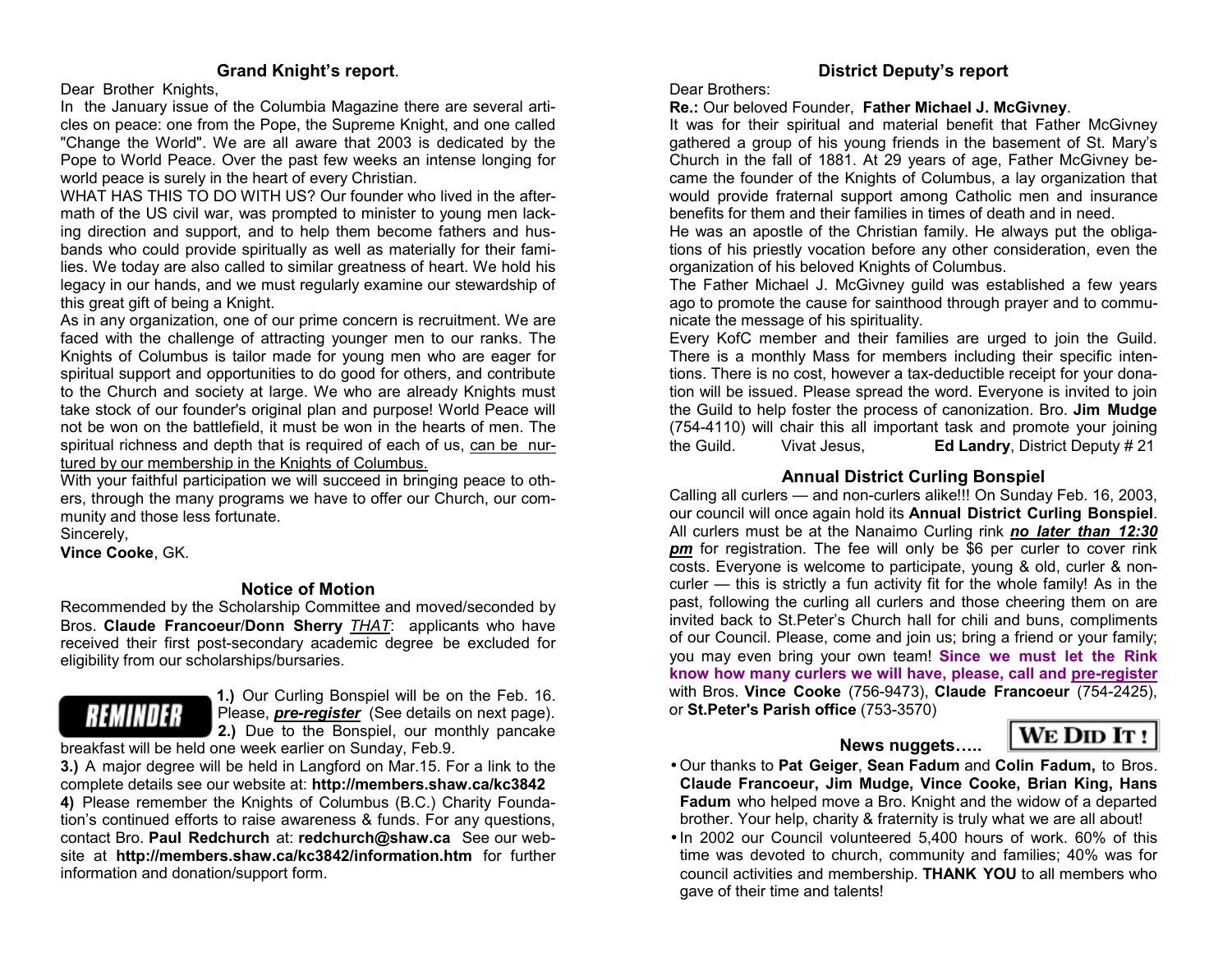## Grand Knight's report.

Dear Brother Knights,

In the January issue of the Columbia Magazine there are several articles on peace: one from the Pope, the Supreme Knight, and one called "Change the World". We are all aware that 2003 is dedicated by the Pope to World Peace. Over the past few weeks an intense longing for world peace is surely in the heart of every Christian.

WHAT HAS THIS TO DO WITH US? Our founder who lived in the aftermath of the US civil war, was prompted to minister to young men lacking direction and support, and to help them become fathers and husbands who could provide spiritually as well as materially for their families. We today are also called to similar greatness of heart. We hold his legacy in our hands, and we must regularly examine our stewardship of this great gift of being a Knight.

As in any organization, one of our prime concern is recruitment. We are faced with the challenge of attracting younger men to our ranks. The Knights of Columbus is tailor made for young men who are eager for spiritual support and opportunities to do good for others, and contribute to the Church and society at large. We who are already Knights must take stock of our founder's original plan and purpose! World Peace will not be won on the battlefield, it must be won in the hearts of men. The spiritual richness and depth that is required of each of us, can be nurtured by our membership in the Knights of Columbus.

With your faithful participation we will succeed in bringing peace to others, through the many programs we have to offer our Church, our community and those less fortunate.

Sincerely,

**Vince Cooke**, GK.

## Notice of Motion

Recommended by the Scholarship Committee and moved/seconded by Bros. **Claude Francoeur**/**Donn Sherry** *THAT*: applicants who have received their first post-secondary academic degree be excluded for eligibility from our scholarships/bursaries.

REMINDER

**1.)** Our Curling Bonspiel will be on the Feb. 16. Please, ***pre-register*** (See details on next page).

**2.)** Due to the Bonspiel, our monthly pancake breakfast will be held one week earlier on Sunday, Feb.9.

**3.)** A major degree will be held in Langford on Mar.15. For a link to the complete details see our website at: **http://members.shaw.ca/kc3842**

**4)** Please remember the Knights of Columbus (B.C.) Charity Foundation's continued efforts to raise awareness & funds. For any questions, contact Bro. **Paul Redchurch** at: **redchurch@shaw.ca** See our website at **http://members.shaw.ca/kc3842/information.htm** for further information and donation/support form.

## District Deputy's report

Dear Brothers:

**Re.:** Our beloved Founder, **Father Michael J. McGivney**.

It was for their spiritual and material benefit that Father McGivney gathered a group of his young friends in the basement of St. Mary's Church in the fall of 1881. At 29 years of age, Father McGivney became the founder of the Knights of Columbus, a lay organization that would provide fraternal support among Catholic men and insurance benefits for them and their families in times of death and in need.

He was an apostle of the Christian family. He always put the obligations of his priestly vocation before any other consideration, even the organization of his beloved Knights of Columbus.

The Father Michael J. McGivney guild was established a few years ago to promote the cause for sainthood through prayer and to communicate the message of his spirituality.

Every KofC member and their families are urged to join the Guild. There is a monthly Mass for members including their specific intentions. There is no cost, however a tax-deductible receipt for your donation will be issued. Please spread the word. Everyone is invited to join the Guild to help foster the process of canonization. Bro. **Jim Mudge** (754-4110) will chair this all important task and promote your joining the Guild. Vivat Jesus, **Ed Landry**, District Deputy # 21

## Annual District Curling Bonspiel

Calling all curlers — and non-curlers alike!!! On Sunday Feb. 16, 2003, our council will once again hold its **Annual District Curling Bonspiel**. All curlers must be at the Nanaimo Curling rink ***no later than 12:30 pm*** for registration. The fee will only be $6 per curler to cover rink costs. Everyone is welcome to participate, young & old, curler & non-curler — this is strictly a fun activity fit for the whole family! As in the past, following the curling all curlers and those cheering them on are invited back to St.Peter's Church hall for chili and buns, compliments of our Council. Please, come and join us; bring a friend or your family; you may even bring your own team! **Since we must let the Rink know how many curlers we will have, please, call and pre-register** with Bros. **Vince Cooke** (756-9473), **Claude Francoeur** (754-2425), or **St.Peter's Parish office** (753-3570)

## News nuggets…..

WE DID IT !

- Our thanks to **Pat Geiger**, **Sean Fadum** and **Colin Fadum,** to Bros. **Claude Francoeur, Jim Mudge, Vince Cooke, Brian King, Hans Fadum** who helped move a Bro. Knight and the widow of a departed brother. Your help, charity & fraternity is truly what we are all about!
- In 2002 our Council volunteered 5,400 hours of work. 60% of this time was devoted to church, community and families; 40% was for council activities and membership. **THANK YOU** to all members who gave of their time and talents!